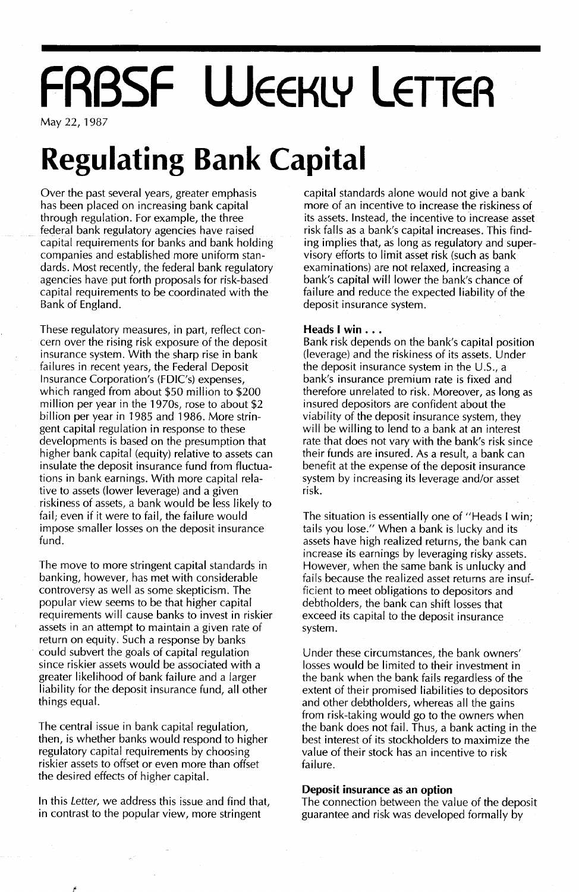# FRBSF Weekly Letter

May 22, 1987

# Regulating Bank Capital

Over the past several years, greater emphasis has been placed on increasing bank capital through regulation. For example, the three federal bank regulatory agencies have raised capital requirements for banks and bank holding companies and established more uniform standards. Most recently, the federal bank regulatory agencies have put forth proposals for risk-based capital requirements to be coordinated with the Bank of England.

These regulatory measures, in part, reflect concern over the rising risk exposure of the deposit insurance system. With the sharp rise in bank failures in recent years, the Federal Deposit Insurance Corporation's (FDIC's) expenses, which ranged from about $50 million to $200 million per year in the 1970s, rose to about $2 billion per year in 1985 and 1986. More stringent capital regulation in response to these developments is based on the presumption that higher bank capital (equity) relative to assets can insulate the deposit insurance fund from fluctuations in bank earnings. With more capital relative to assets (lower leverage) and a given riskiness of assets, a bank would be less likely to fail; even if it were to fail, the failure would impose smaller losses on the deposit insurance fund.

The move to more stringent capital standards in banking, however, has met with considerable controversy as well as some skepticism. The popular view seems to be that higher capital requirements will cause banks to invest in riskier assets in an attempt to maintain a given rate of return on equity. Such a response by banks could subvert the goals of capital regulation since riskier assets would be associated with a greater likelihood of bank failure and a larger liability for the deposit insurance fund, all other things equal.

The central issue in bank capital regulation, then, is whether banks would respond to higher regulatory capital requirements by choosing riskier assets to offset or even more than offset the desired effects of higher capital.

In this *Letter*, we address this issue and find that, in contrast to the popular view, more stringent capital standards alone would not give a bank more of an incentive to increase the riskiness of its assets. Instead, the incentive to increase asset risk falls as a bank's capital increases. This finding implies that, as long as regulatory and supervisory efforts to limit asset risk (such as bank examinations) are not relaxed, increasing a bank's capital will lower the bank's chance of failure and reduce the expected liability of the deposit insurance system.

### Heads I win . . .

Bank risk depends on the bank's capital position (leverage) and the riskiness of its assets. Under the deposit insurance system in the U.S., a bank's insurance premium rate is fixed and therefore unrelated to risk. Moreover, as long as insured depositors are confident about the viability of the deposit insurance system, they will be willing to lend to a bank at an interest rate that does not vary with the bank's risk since their funds are insured. As a result, a bank can benefit at the expense of the deposit insurance system by increasing its leverage and/or asset risk.

The situation is essentially one of "Heads I win; tails you lose." When a bank is lucky and its assets have high realized returns, the bank can increase its earnings by leveraging risky assets. However, when the same bank is unlucky and fails because the realized asset returns are insufficient to meet obligations to depositors and debtholders, the bank can shift losses that exceed its capital to the deposit insurance system.

Under these circumstances, the bank owners' losses would be limited to their investment in the bank when the bank fails regardless of the extent of their promised liabilities to depositors and other debtholders, whereas all the gains from risk-taking would go to the owners when the bank does not fail. Thus, a bank acting in the best interest of its stockholders to maximize the value of their stock has an incentive to risk failure.

### Deposit insurance as an option

The connection between the value of the deposit guarantee and risk was developed formally by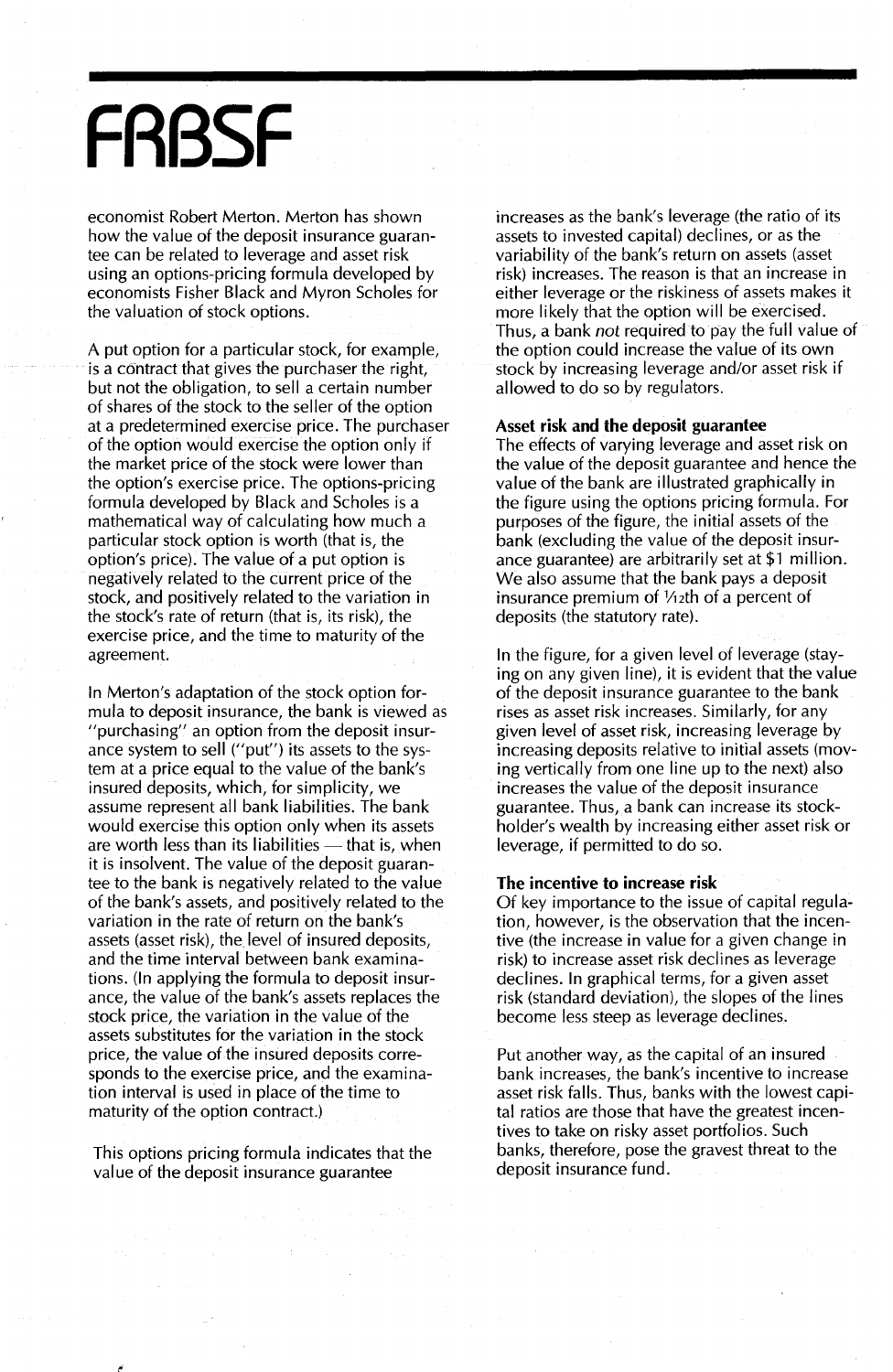economist Robert Merton. Merton has shown how the value of the deposit insurance guarantee can be related to leverage and asset risk using an options-pricing formula developed by economists Fisher Black and Myron Scholes for the valuation of stock options.

A put option for a particular stock, for example, is a contract that gives the purchaser the right, but not the obligation, to sell a certain number of shares of the stock to the seller of the option at a predetermined exercise price. The purchaser of the option would exercise the option only if the market price of the stock were lower than the option's exercise price. The options-pricing formula developed by Black and Scholes is a mathematical way of calculating how much a particular stock option is worth (that is, the option's price). The value of a put option is negatively related to the current price of the stock, and positively related to the variation in the stock's rate of return (that is, its risk), the exercise price, and the time to maturity of the agreement.

In Merton's adaptation of the stock option formula to deposit insurance, the bank is viewed as "purchasing" an option from the deposit insurance system to sell ("put") its assets to the system at a price equal to the value of the bank's insured deposits, which, for simplicity, we assume represent all bank liabilities. The bank would exercise this option only when its assets are worth less than its liabilities — that is, when it is insolvent. The value of the deposit guarantee to the bank is negatively related to the value of the bank's assets, and positively related to the variation in the rate of return on the bank's assets (asset risk), the level of insured deposits, and the time interval between bank examinations. (In applying the formula to deposit insurance, the value of the bank's assets replaces the stock price, the variation in the value of the assets substitutes for the variation in the stock price, the value of the insured deposits corresponds to the exercise price, and the examination interval is used in place of the time to maturity of the option contract.)

This options pricing formula indicates that the value of the deposit insurance guarantee increases as the bank's leverage (the ratio of its assets to invested capital) declines, or as the variability of the bank's return on assets (asset risk) increases. The reason is that an increase in either leverage or the riskiness of assets makes it more likely that the option will be exercised. Thus, a bank *not* required to pay the full value of the option could increase the value of its own stock by increasing leverage and/or asset risk if allowed to do so by regulators.

**Asset risk and the deposit guarantee**

The effects of varying leverage and asset risk on the value of the deposit guarantee and hence the value of the bank are illustrated graphically in the figure using the options pricing formula. For purposes of the figure, the initial assets of the bank (excluding the value of the deposit insurance guarantee) are arbitrarily set at \$1 million. We also assume that the bank pays a deposit insurance premium of 1/12th of a percent of deposits (the statutory rate).

In the figure, for a given level of leverage (staying on any given line), it is evident that the value of the deposit insurance guarantee to the bank rises as asset risk increases. Similarly, for any given level of asset risk, increasing leverage by increasing deposits relative to initial assets (moving vertically from one line up to the next) also increases the value of the deposit insurance guarantee. Thus, a bank can increase its stockholder's wealth by increasing either asset risk or leverage, if permitted to do so.

**The incentive to increase risk**

Of key importance to the issue of capital regulation, however, is the observation that the incentive (the increase in value for a given change in risk) to increase asset risk declines as leverage declines. In graphical terms, for a given asset risk (standard deviation), the slopes of the lines become less steep as leverage declines.

Put another way, as the capital of an insured bank increases, the bank's incentive to increase asset risk falls. Thus, banks with the lowest capital ratios are those that have the greatest incentives to take on risky asset portfolios. Such banks, therefore, pose the gravest threat to the deposit insurance fund.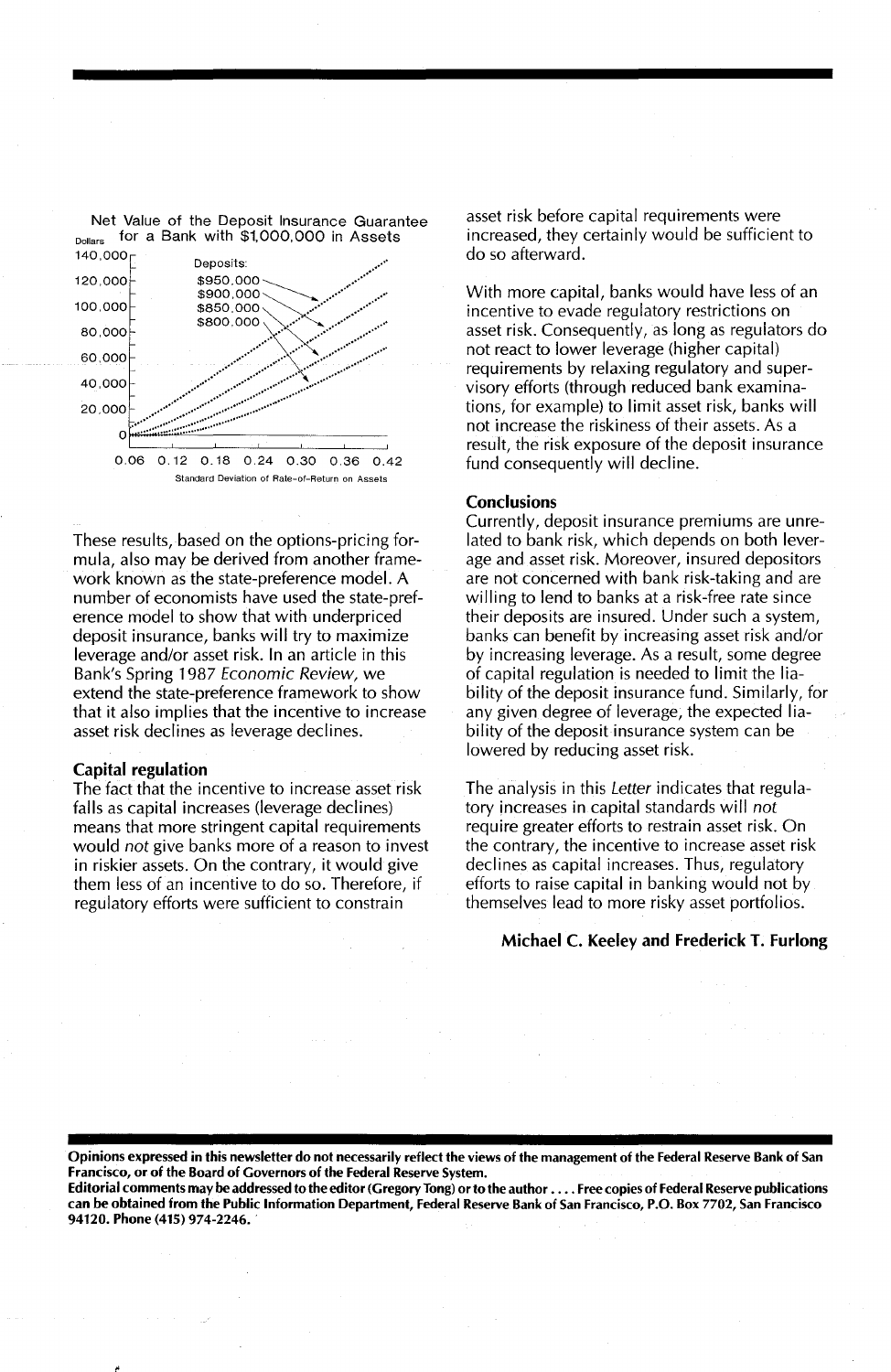Net Value of the Deposit Insurance Guarantee for a Bank with $1,000,000 in Assets

These results, based on the options-pricing formula, also may be derived from another framework known as the state-preference model. A number of economists have used the state-preference model to show that with underpriced deposit insurance, banks will try to maximize leverage and/or asset risk. In an article in this Bank's Spring 1987 *Economic Review*, we extend the state-preference framework to show that it also implies that the incentive to increase asset risk declines as leverage declines.

### Capital regulation

The fact that the incentive to increase asset risk falls as capital increases (leverage declines) means that more stringent capital requirements would *not* give banks more of a reason to invest in riskier assets. On the contrary, it would give them less of an incentive to do so. Therefore, if regulatory efforts were sufficient to constrain asset risk before capital requirements were increased, they certainly would be sufficient to do so afterward.

With more capital, banks would have less of an incentive to evade regulatory restrictions on asset risk. Consequently, as long as regulators do not react to lower leverage (higher capital) requirements by relaxing regulatory and supervisory efforts (through reduced bank examinations, for example) to limit asset risk, banks will not increase the riskiness of their assets. As a result, the risk exposure of the deposit insurance fund consequently will decline.

### Conclusions

Currently, deposit insurance premiums are unrelated to bank risk, which depends on both leverage and asset risk. Moreover, insured depositors are not concerned with bank risk-taking and are willing to lend to banks at a risk-free rate since their deposits are insured. Under such a system, banks can benefit by increasing asset risk and/or by increasing leverage. As a result, some degree of capital regulation is needed to limit the liability of the deposit insurance fund. Similarly, for any given degree of leverage, the expected liability of the deposit insurance system can be lowered by reducing asset risk.

The analysis in this *Letter* indicates that regulatory increases in capital standards will *not* require greater efforts to restrain asset risk. On the contrary, the incentive to increase asset risk declines as capital increases. Thus, regulatory efforts to raise capital in banking would not by themselves lead to more risky asset portfolios.

**Michael C. Keeley and Frederick T. Furlong**

**Opinions expressed in this newsletter do not necessarily reflect the views of the management of the Federal Reserve Bank of San Francisco, or of the Board of Governors of the Federal Reserve System.**

**Editorial comments may be addressed to the editor (Gregory Tong) or to the author .... Free copies of Federal Reserve publications can be obtained from the Public Information Department, Federal Reserve Bank of San Francisco, P.O. Box 7702, San Francisco 94120. Phone (415) 974-2246.**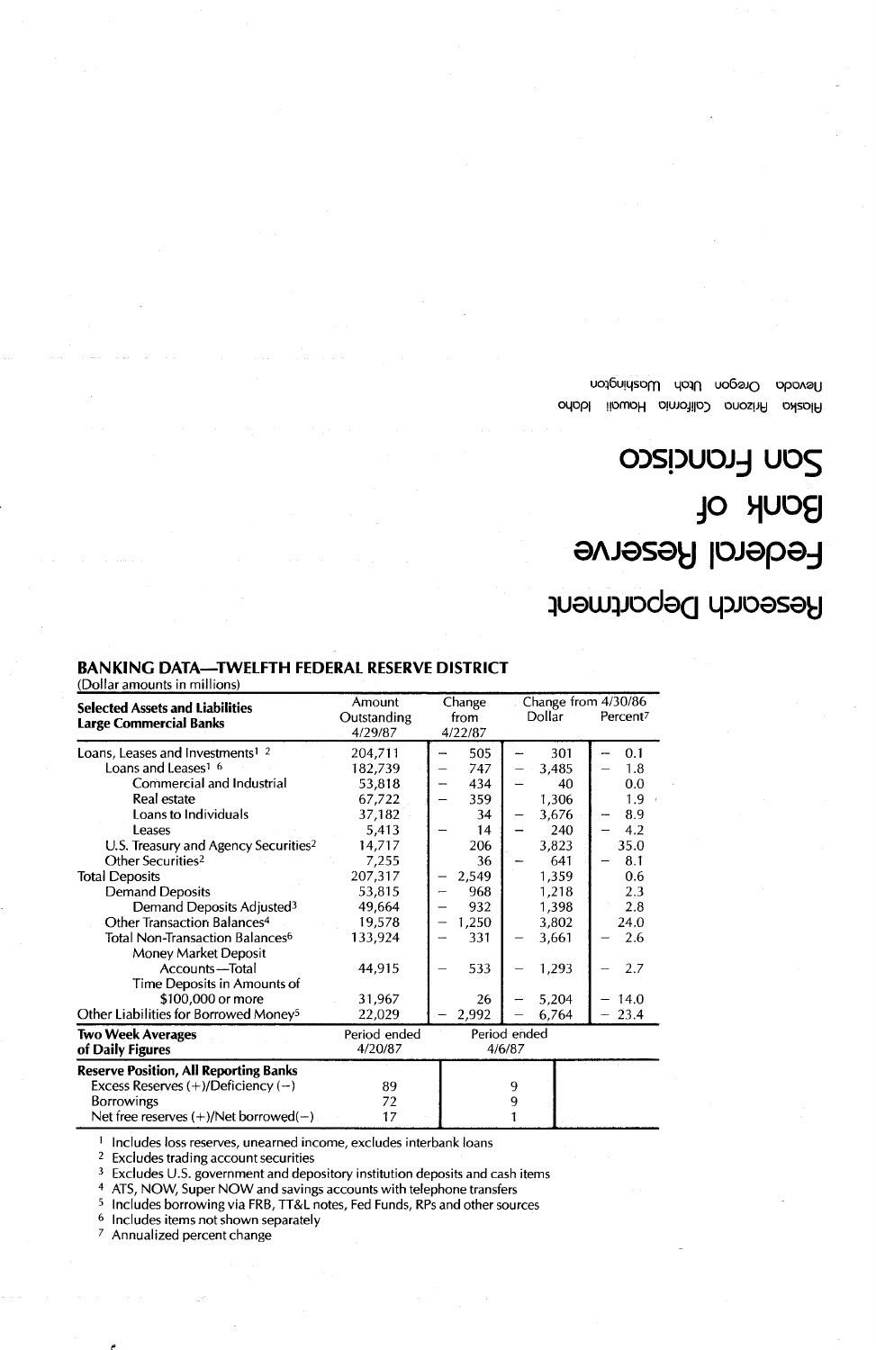Research Department

Federal Reserve

Bank of

San Francisco

Alaska Arizona California Hawaii Idaho

Nevada Oregon Utah Washington

## BANKING DATA—TWELFTH FEDERAL RESERVE DISTRICT

(Dollar amounts in millions)

| Selected Assets and Liabilities Large Commercial Banks | Amount Outstanding 4/29/87 | Change from 4/22/87 | Change from 4/30/86 Dollar | Percent[7] |
|---|---|---|---|---|
| Loans, Leases and Investments[1] [2] | 204,711 | − 505 | − 301 | − 0.1 |
| Loans and Leases[1] [6] | 182,739 | − 747 | − 3,485 | − 1.8 |
| Commercial and Industrial | 53,818 | − 434 | − 40 | 0.0 |
| Real estate | 67,722 | − 359 | 1,306 | 1.9 |
| Loans to Individuals | 37,182 | 34 | − 3,676 | − 8.9 |
| Leases | 5,413 | − 14 | − 240 | − 4.2 |
| U.S. Treasury and Agency Securities[2] | 14,717 | 206 | 3,823 | 35.0 |
| Other Securities[2] | 7,255 | 36 | − 641 | − 8.1 |
| Total Deposits | 207,317 | − 2,549 | 1,359 | 0.6 |
| Demand Deposits | 53,815 | − 968 | 1,218 | 2.3 |
| Demand Deposits Adjusted[3] | 49,664 | − 932 | 1,398 | 2.8 |
| Other Transaction Balances[4] | 19,578 | − 1,250 | 3,802 | 24.0 |
| Total Non-Transaction Balances[6] | 133,924 | − 331 | − 3,661 | − 2.6 |
| Money Market Deposit Accounts—Total | 44,915 | − 533 | − 1,293 | − 2.7 |
| Time Deposits in Amounts of $100,000 or more | 31,967 | 26 | − 5,204 | − 14.0 |
| Other Liabilities for Borrowed Money[5] | 22,029 | − 2,992 | − 6,764 | − 23.4 |
| **Two Week Averages of Daily Figures** | Period ended 4/20/87 | Period ended 4/6/87 | | |
| **Reserve Position, All Reporting Banks** | | | | |
| Excess Reserves (+)/Deficiency (−) | 89 | 9 | | |
| Borrowings | 72 | 9 | | |
| Net free reserves (+)/Net borrowed(−) | 17 | 1 | | |

[1] Includes loss reserves, unearned income, excludes interbank loans
[2] Excludes trading account securities
[3] Excludes U.S. government and depository institution deposits and cash items
[4] ATS, NOW, Super NOW and savings accounts with telephone transfers
[5] Includes borrowing via FRB, TT&L notes, Fed Funds, RPs and other sources
[6] Includes items not shown separately
[7] Annualized percent change